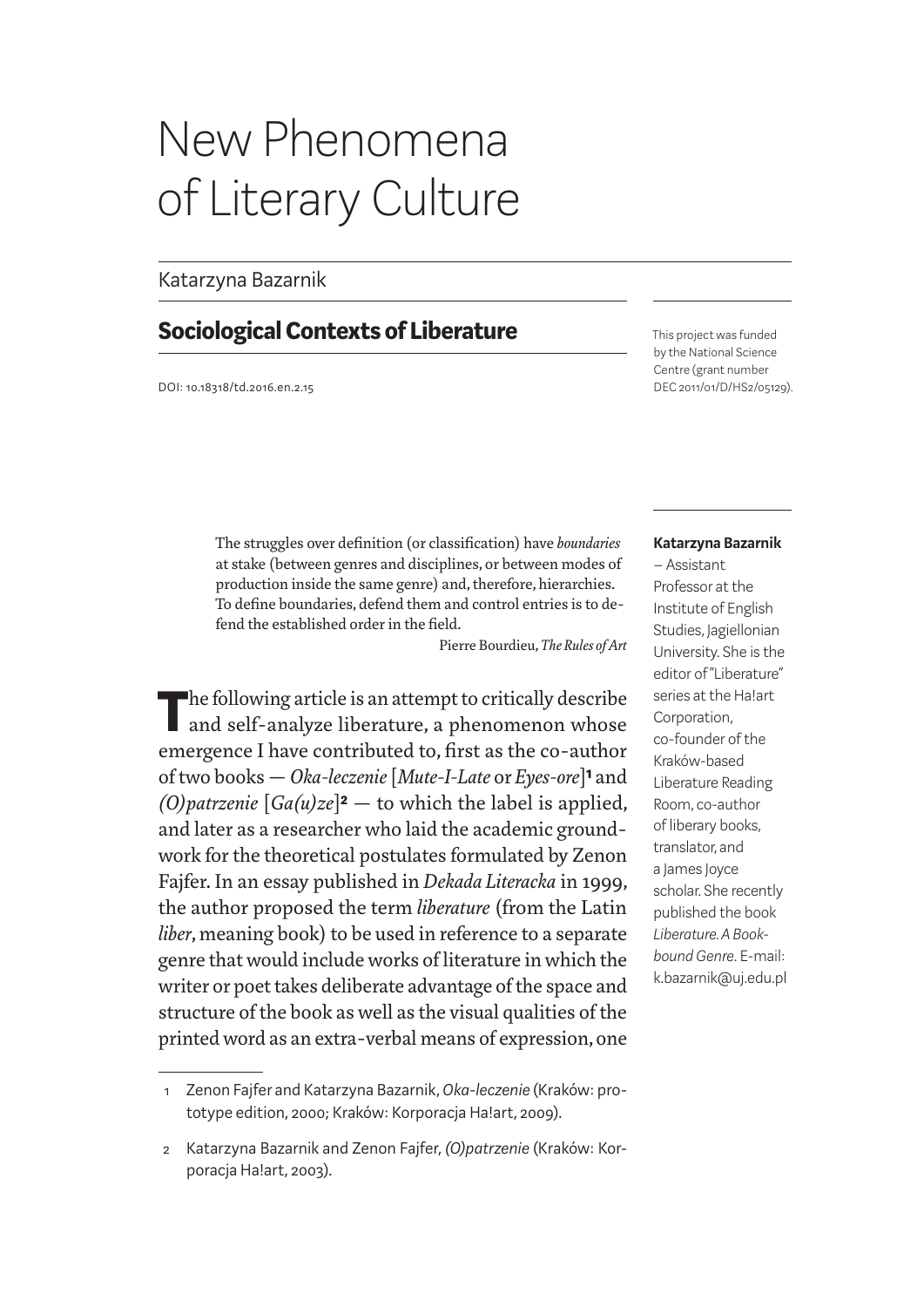# New Phenomena of Literary Culture

Katarzyna Bazarnik

## Sociological Contexts of Liberature

DOI: 10.18318/td.2016.en.2.15

This project was funded by the National Science Centre (grant number DEC 2011/01/D/HS2/05129).

> The struggles over definition (or classification) have *boundaries* at stake (between genres and disciplines, or between modes of production inside the same genre) and, therefore, hierarchies. To define boundaries, defend them and control entries is to defend the established order in the field.
>
> Pierre Bourdieu, *The Rules of Art*

**Katarzyna Bazarnik** – Assistant Professor at the Institute of English Studies, Jagiellonian University. She is the editor of "Liberature" series at the Ha!art Corporation, co-founder of the Kraków-based Liberature Reading Room, co-author of liberary books, translator, and a James Joyce scholar. She recently published the book *Liberature. A Book-bound Genre*. E-mail: k.bazarnik@uj.edu.pl

The following article is an attempt to critically describe and self-analyze liberature, a phenomenon whose emergence I have contributed to, first as the co-author of two books — *Oka-leczenie* [*Mute-I-Late* or *Eyes-ore*][1] and *(O)patrzenie* [*Ga(u)ze*][2] — to which the label is applied, and later as a researcher who laid the academic groundwork for the theoretical postulates formulated by Zenon Fajfer. In an essay published in *Dekada Literacka* in 1999, the author proposed the term *liberature* (from the Latin *liber*, meaning book) to be used in reference to a separate genre that would include works of literature in which the writer or poet takes deliberate advantage of the space and structure of the book as well as the visual qualities of the printed word as an extra-verbal means of expression, one

---

1 Zenon Fajfer and Katarzyna Bazarnik, *Oka-leczenie* (Kraków: prototype edition, 2000; Kraków: Korporacja Ha!art, 2009).

2 Katarzyna Bazarnik and Zenon Fajfer, *(O)patrzenie* (Kraków: Korporacja Ha!art, 2003).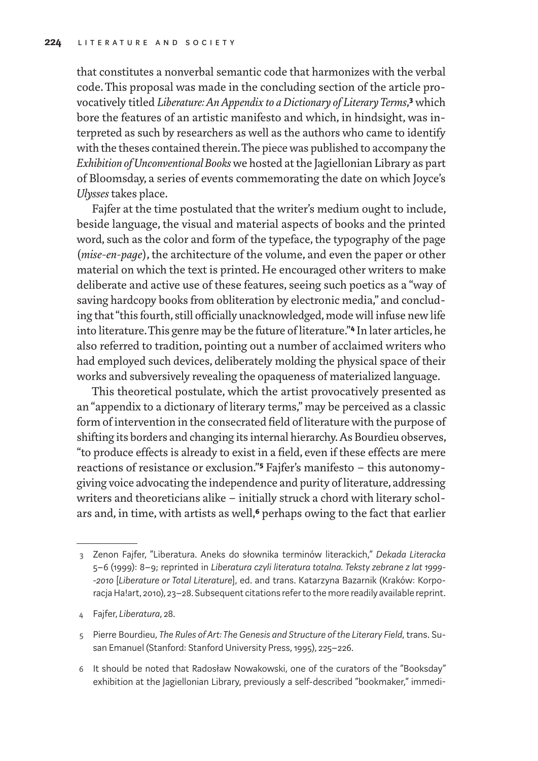that constitutes a nonverbal semantic code that harmonizes with the verbal code. This proposal was made in the concluding section of the article provocatively titled *Liberature: An Appendix to a Dictionary of Literary Terms*,[3] which bore the features of an artistic manifesto and which, in hindsight, was interpreted as such by researchers as well as the authors who came to identify with the theses contained therein. The piece was published to accompany the *Exhibition of Unconventional Books* we hosted at the Jagiellonian Library as part of Bloomsday, a series of events commemorating the date on which Joyce's *Ulysses* takes place.

Fajfer at the time postulated that the writer's medium ought to include, beside language, the visual and material aspects of books and the printed word, such as the color and form of the typeface, the typography of the page (*mise-en-page*), the architecture of the volume, and even the paper or other material on which the text is printed. He encouraged other writers to make deliberate and active use of these features, seeing such poetics as a "way of saving hardcopy books from obliteration by electronic media," and concluding that "this fourth, still officially unacknowledged, mode will infuse new life into literature. This genre may be the future of literature."[4] In later articles, he also referred to tradition, pointing out a number of acclaimed writers who had employed such devices, deliberately molding the physical space of their works and subversively revealing the opaqueness of materialized language.

This theoretical postulate, which the artist provocatively presented as an "appendix to a dictionary of literary terms," may be perceived as a classic form of intervention in the consecrated field of literature with the purpose of shifting its borders and changing its internal hierarchy. As Bourdieu observes, "to produce effects is already to exist in a field, even if these effects are mere reactions of resistance or exclusion."[5] Fajfer's manifesto – this autonomy-giving voice advocating the independence and purity of literature, addressing writers and theoreticians alike – initially struck a chord with literary scholars and, in time, with artists as well,[6] perhaps owing to the fact that earlier

---

3 Zenon Fajfer, "Liberatura. Aneks do słownika terminów literackich," *Dekada Literacka* 5–6 (1999): 8–9; reprinted in *Liberatura czyli literatura totalna. Teksty zebrane z lat 1999-2010* [*Literature or Total Literature*], ed. and trans. Katarzyna Bazarnik (Kraków: Korporacja Ha!art, 2010), 23–28. Subsequent citations refer to the more readily available reprint.

4 Fajfer, *Liberatura*, 28.

5 Pierre Bourdieu, *The Rules of Art: The Genesis and Structure of the Literary Field*, trans. Susan Emanuel (Stanford: Stanford University Press, 1995), 225–226.

6 It should be noted that Radosław Nowakowski, one of the curators of the "Booksday" exhibition at the Jagiellonian Library, previously a self-described "bookmaker," immedi-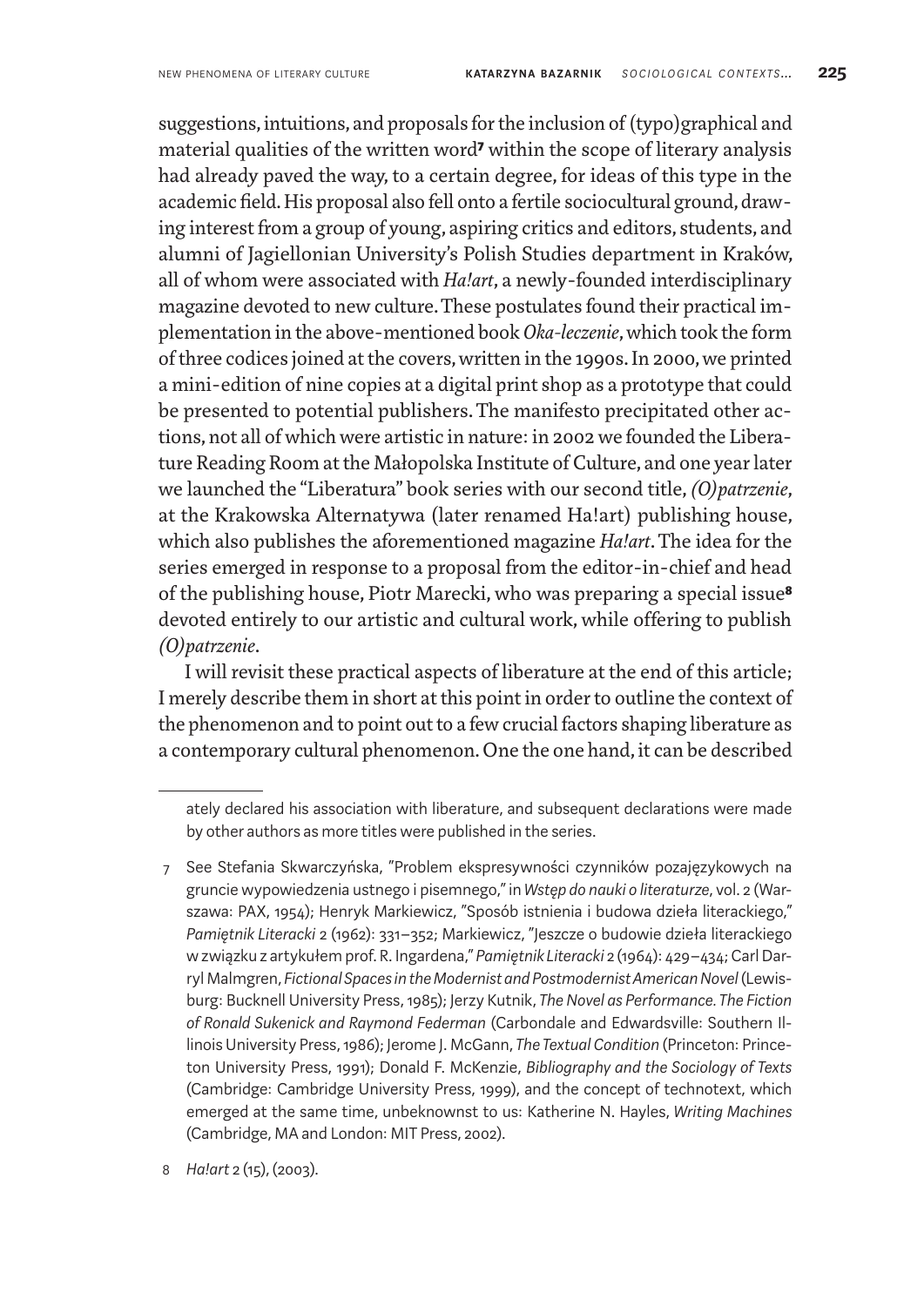suggestions, intuitions, and proposals for the inclusion of (typo)graphical and material qualities of the written word[7] within the scope of literary analysis had already paved the way, to a certain degree, for ideas of this type in the academic field. His proposal also fell onto a fertile sociocultural ground, drawing interest from a group of young, aspiring critics and editors, students, and alumni of Jagiellonian University's Polish Studies department in Kraków, all of whom were associated with *Ha!art*, a newly-founded interdisciplinary magazine devoted to new culture. These postulates found their practical implementation in the above-mentioned book *Oka-leczenie*, which took the form of three codices joined at the covers, written in the 1990s. In 2000, we printed a mini-edition of nine copies at a digital print shop as a prototype that could be presented to potential publishers. The manifesto precipitated other actions, not all of which were artistic in nature: in 2002 we founded the Liberature Reading Room at the Małopolska Institute of Culture, and one year later we launched the "Liberatura" book series with our second title, *(O)patrzenie*, at the Krakowska Alternatywa (later renamed Ha!art) publishing house, which also publishes the aforementioned magazine *Ha!art*. The idea for the series emerged in response to a proposal from the editor-in-chief and head of the publishing house, Piotr Marecki, who was preparing a special issue[8] devoted entirely to our artistic and cultural work, while offering to publish *(O)patrzenie*.

I will revisit these practical aspects of liberature at the end of this article; I merely describe them in short at this point in order to outline the context of the phenomenon and to point out to a few crucial factors shaping liberature as a contemporary cultural phenomenon. One the one hand, it can be described

---

ately declared his association with liberature, and subsequent declarations were made by other authors as more titles were published in the series.

7 See Stefania Skwarczyńska, "Problem ekspresywności czynników pozajęzykowych na gruncie wypowiedzenia ustnego i pisemnego," in *Wstęp do nauki o literaturze*, vol. 2 (Warszawa: PAX, 1954); Henryk Markiewicz, "Sposób istnienia i budowa dzieła literackiego," *Pamiętnik Literacki* 2 (1962): 331–352; Markiewicz, "Jeszcze o budowie dzieła literackiego w związku z artykułem prof. R. Ingardena," *Pamiętnik Literacki* 2 (1964): 429–434; Carl Darryl Malmgren, *Fictional Spaces in the Modernist and Postmodernist American Novel* (Lewisburg: Bucknell University Press, 1985); Jerzy Kutnik, *The Novel as Performance. The Fiction of Ronald Sukenick and Raymond Federman* (Carbondale and Edwardsville: Southern Illinois University Press, 1986); Jerome J. McGann, *The Textual Condition* (Princeton: Princeton University Press, 1991); Donald F. McKenzie, *Bibliography and the Sociology of Texts* (Cambridge: Cambridge University Press, 1999), and the concept of technotext, which emerged at the same time, unbeknownst to us: Katherine N. Hayles, *Writing Machines* (Cambridge, MA and London: MIT Press, 2002).

8 *Ha!art* 2 (15), (2003).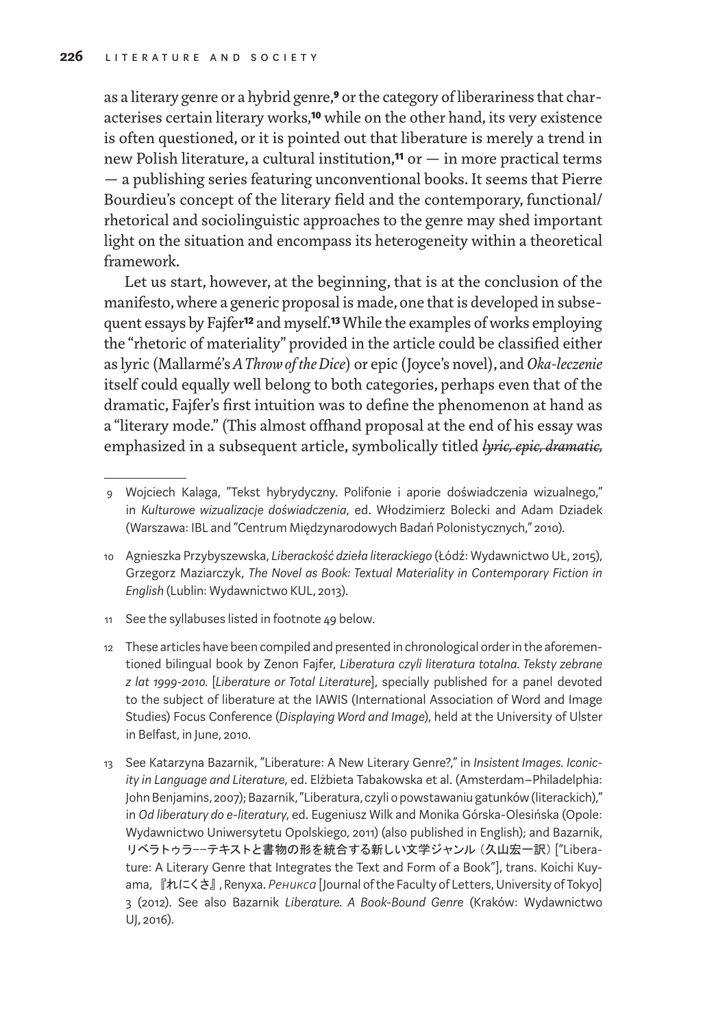as a literary genre or a hybrid genre,[9] or the category of liberariness that characterises certain literary works,[10] while on the other hand, its very existence is often questioned, or it is pointed out that liberature is merely a trend in new Polish literature, a cultural institution,[11] or — in more practical terms — a publishing series featuring unconventional books. It seems that Pierre Bourdieu's concept of the literary field and the contemporary, functional/rhetorical and sociolinguistic approaches to the genre may shed important light on the situation and encompass its heterogeneity within a theoretical framework.

Let us start, however, at the beginning, that is at the conclusion of the manifesto, where a generic proposal is made, one that is developed in subsequent essays by Fajfer[12] and myself.[13] While the examples of works employing the "rhetoric of materiality" provided in the article could be classified either as lyric (Mallarmé's *A Throw of the Dice*) or epic (Joyce's novel), and *Oka-leczenie* itself could equally well belong to both categories, perhaps even that of the dramatic, Fajfer's first intuition was to define the phenomenon at hand as a "literary mode." (This almost offhand proposal at the end of his essay was emphasized in a subsequent article, symbolically titled ~~*lyric, epic, dramatic,*~~

9 Wojciech Kalaga, "Tekst hybrydyczny. Polifonie i aporie doświadczenia wizualnego," in *Kulturowe wizualizacje doświadczenia*, ed. Włodzimierz Bolecki and Adam Dziadek (Warszawa: IBL and "Centrum Międzynarodowych Badań Polonistycznych," 2010).

10 Agnieszka Przybyszewska, *Liberackość dzieła literackiego* (Łódź: Wydawnictwo UŁ, 2015), Grzegorz Maziarczyk, *The Novel as Book: Textual Materiality in Contemporary Fiction in English* (Lublin: Wydawnictwo KUL, 2013).

11 See the syllabuses listed in footnote 49 below.

12 These articles have been compiled and presented in chronological order in the aforementioned bilingual book by Zenon Fajfer, *Liberatura czyli literatura totalna. Teksty zebrane z lat 1999-2010.* [*Liberature or Total Literature*], specially published for a panel devoted to the subject of liberature at the IAWIS (International Association of Word and Image Studies) Focus Conference (*Displaying Word and Image*), held at the University of Ulster in Belfast, in June, 2010.

13 See Katarzyna Bazarnik, "Liberature: A New Literary Genre?," in *Insistent Images. Iconicity in Language and Literature*, ed. Elżbieta Tabakowska et al. (Amsterdam–Philadelphia: John Benjamins, 2007); Bazarnik, "Liberatura, czyli o powstawaniu gatunków (literackich)," in *Od liberatury do e-literatury*, ed. Eugeniusz Wilk and Monika Górska-Olesińska (Opole: Wydawnictwo Uniwersytetu Opolskiego, 2011) (also published in English); and Bazarnik, リベラトゥラ−−テキストと書物の形を統合する新しい文学ジャンル（久山宏一訳）["Liberature: A Literary Genre that Integrates the Text and Form of a Book"], trans. Koichi Kuyama, 『れにくさ』, Renyxa. *Реникса* [Journal of the Faculty of Letters, University of Tokyo] 3 (2012). See also Bazarnik *Liberature. A Book-Bound Genre* (Kraków: Wydawnictwo UJ, 2016).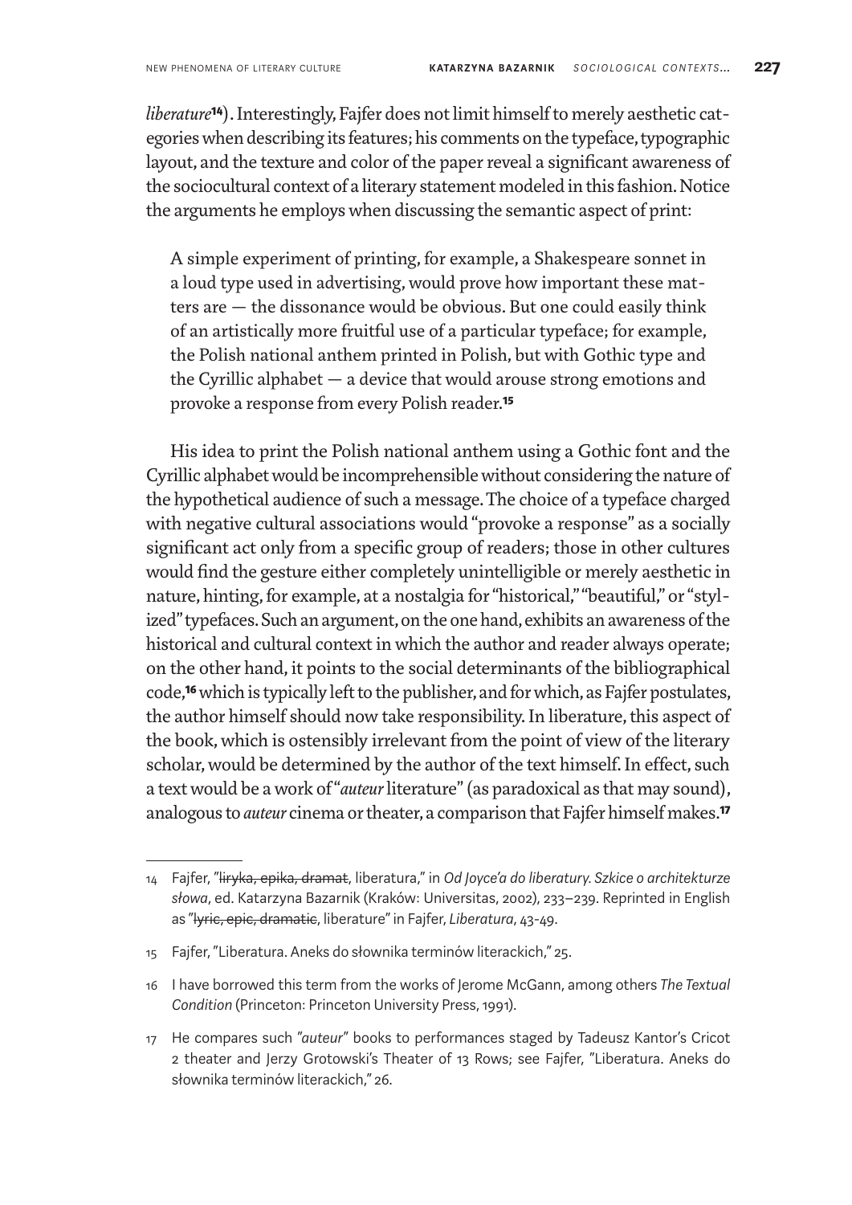*liberature*[14]). Interestingly, Fajfer does not limit himself to merely aesthetic categories when describing its features; his comments on the typeface, typographic layout, and the texture and color of the paper reveal a significant awareness of the sociocultural context of a literary statement modeled in this fashion. Notice the arguments he employs when discussing the semantic aspect of print:

> A simple experiment of printing, for example, a Shakespeare sonnet in a loud type used in advertising, would prove how important these matters are — the dissonance would be obvious. But one could easily think of an artistically more fruitful use of a particular typeface; for example, the Polish national anthem printed in Polish, but with Gothic type and the Cyrillic alphabet — a device that would arouse strong emotions and provoke a response from every Polish reader.[15]

His idea to print the Polish national anthem using a Gothic font and the Cyrillic alphabet would be incomprehensible without considering the nature of the hypothetical audience of such a message. The choice of a typeface charged with negative cultural associations would "provoke a response" as a socially significant act only from a specific group of readers; those in other cultures would find the gesture either completely unintelligible or merely aesthetic in nature, hinting, for example, at a nostalgia for "historical," "beautiful," or "stylized" typefaces. Such an argument, on the one hand, exhibits an awareness of the historical and cultural context in which the author and reader always operate; on the other hand, it points to the social determinants of the bibliographical code,[16] which is typically left to the publisher, and for which, as Fajfer postulates, the author himself should now take responsibility. In liberature, this aspect of the book, which is ostensibly irrelevant from the point of view of the literary scholar, would be determined by the author of the text himself. In effect, such a text would be a work of "*auteur* literature" (as paradoxical as that may sound), analogous to *auteur* cinema or theater, a comparison that Fajfer himself makes.[17]

---

14 Fajfer, "~~liryka, epika, dramat~~, liberatura," in *Od Joyce'a do liberatury. Szkice o architekturze słowa*, ed. Katarzyna Bazarnik (Kraków: Universitas, 2002), 233–239. Reprinted in English as "~~lyric, epic, dramatic~~, liberature" in Fajfer, *Liberatura*, 43-49.

15 Fajfer, "Liberatura. Aneks do słownika terminów literackich," 25.

16 I have borrowed this term from the works of Jerome McGann, among others *The Textual Condition* (Princeton: Princeton University Press, 1991).

17 He compares such "*auteur*" books to performances staged by Tadeusz Kantor's Cricot 2 theater and Jerzy Grotowski's Theater of 13 Rows; see Fajfer, "Liberatura. Aneks do słownika terminów literackich," 26.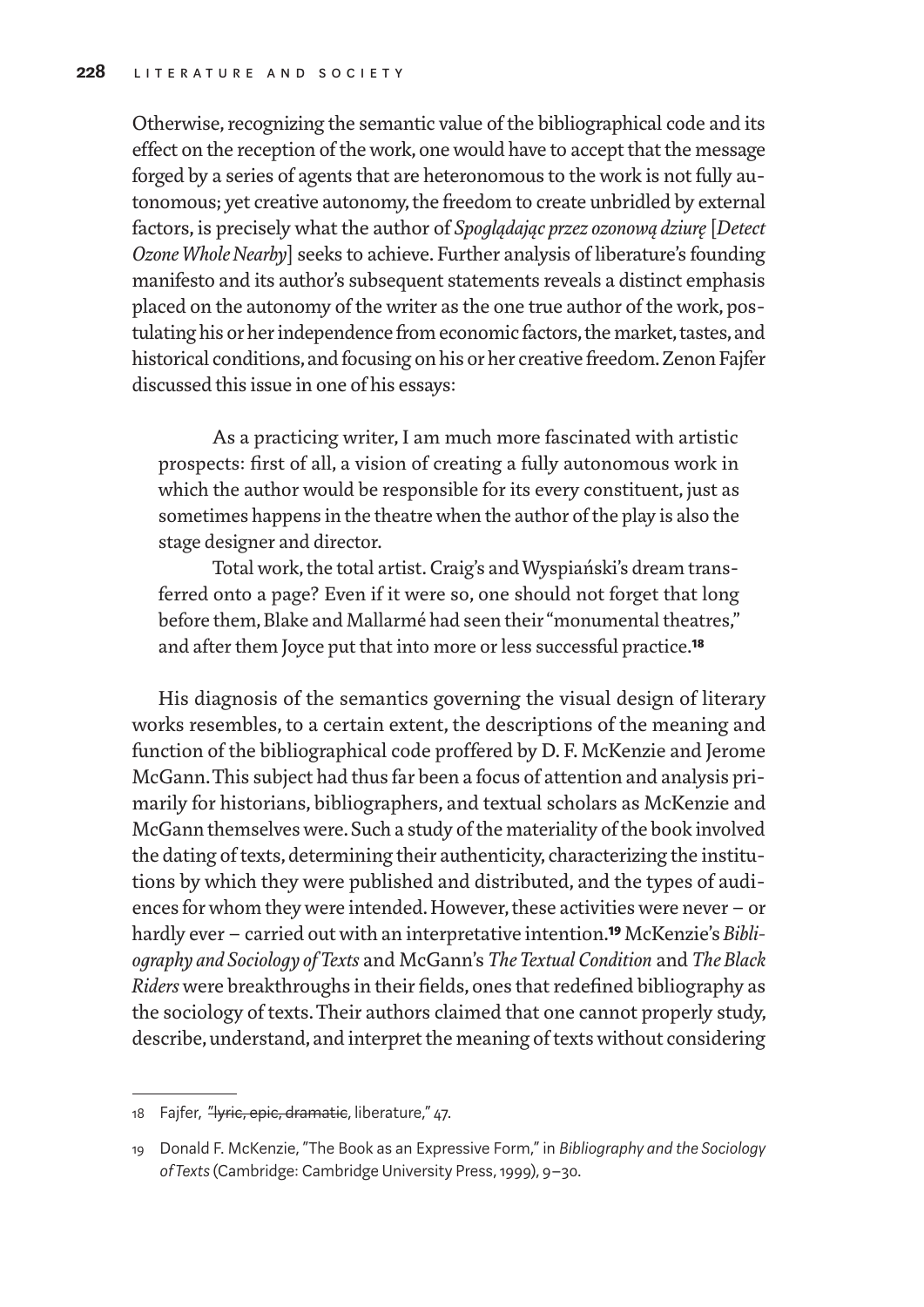Otherwise, recognizing the semantic value of the bibliographical code and its effect on the reception of the work, one would have to accept that the message forged by a series of agents that are heteronomous to the work is not fully autonomous; yet creative autonomy, the freedom to create unbridled by external factors, is precisely what the author of *Spoglądając przez ozonową dziurę* [*Detect Ozone Whole Nearby*] seeks to achieve. Further analysis of liberature's founding manifesto and its author's subsequent statements reveals a distinct emphasis placed on the autonomy of the writer as the one true author of the work, postulating his or her independence from economic factors, the market, tastes, and historical conditions, and focusing on his or her creative freedom. Zenon Fajfer discussed this issue in one of his essays:

> As a practicing writer, I am much more fascinated with artistic prospects: first of all, a vision of creating a fully autonomous work in which the author would be responsible for its every constituent, just as sometimes happens in the theatre when the author of the play is also the stage designer and director.
>
> Total work, the total artist. Craig's and Wyspiański's dream transferred onto a page? Even if it were so, one should not forget that long before them, Blake and Mallarmé had seen their "monumental theatres," and after them Joyce put that into more or less successful practice.[18]

His diagnosis of the semantics governing the visual design of literary works resembles, to a certain extent, the descriptions of the meaning and function of the bibliographical code proffered by D. F. McKenzie and Jerome McGann. This subject had thus far been a focus of attention and analysis primarily for historians, bibliographers, and textual scholars as McKenzie and McGann themselves were. Such a study of the materiality of the book involved the dating of texts, determining their authenticity, characterizing the institutions by which they were published and distributed, and the types of audiences for whom they were intended. However, these activities were never – or hardly ever – carried out with an interpretative intention.[19] McKenzie's *Bibliography and Sociology of Texts* and McGann's *The Textual Condition* and *The Black Riders* were breakthroughs in their fields, ones that redefined bibliography as the sociology of texts. Their authors claimed that one cannot properly study, describe, understand, and interpret the meaning of texts without considering

---

18 Fajfer, "~~lyric, epic, dramatic~~, liberature," 47.

19 Donald F. McKenzie, "The Book as an Expressive Form," in *Bibliography and the Sociology of Texts* (Cambridge: Cambridge University Press, 1999), 9–30.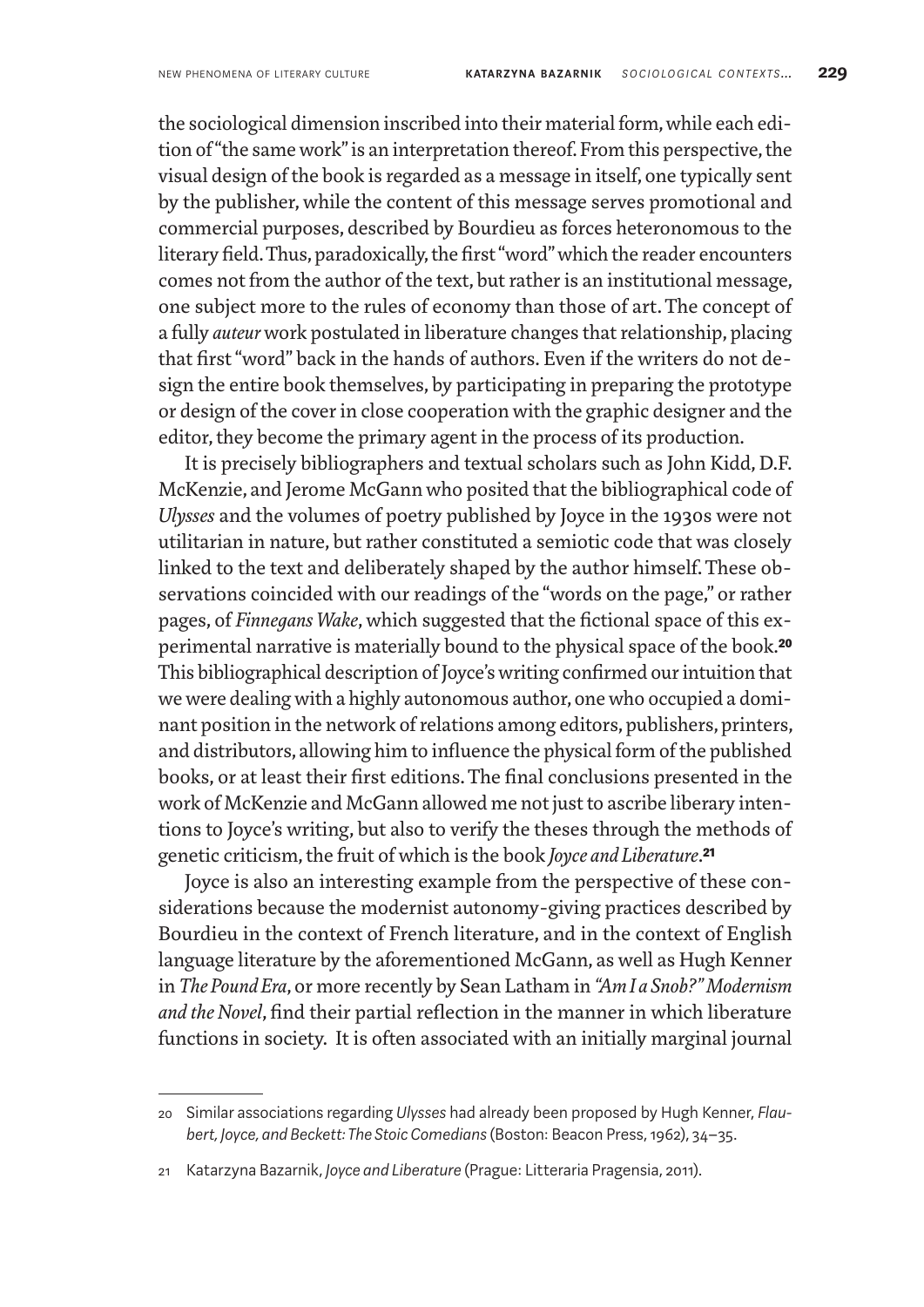the sociological dimension inscribed into their material form, while each edition of "the same work" is an interpretation thereof. From this perspective, the visual design of the book is regarded as a message in itself, one typically sent by the publisher, while the content of this message serves promotional and commercial purposes, described by Bourdieu as forces heteronomous to the literary field. Thus, paradoxically, the first "word" which the reader encounters comes not from the author of the text, but rather is an institutional message, one subject more to the rules of economy than those of art. The concept of a fully *auteur* work postulated in liberature changes that relationship, placing that first "word" back in the hands of authors. Even if the writers do not design the entire book themselves, by participating in preparing the prototype or design of the cover in close cooperation with the graphic designer and the editor, they become the primary agent in the process of its production.

It is precisely bibliographers and textual scholars such as John Kidd, D.F. McKenzie, and Jerome McGann who posited that the bibliographical code of *Ulysses* and the volumes of poetry published by Joyce in the 1930s were not utilitarian in nature, but rather constituted a semiotic code that was closely linked to the text and deliberately shaped by the author himself. These observations coincided with our readings of the "words on the page," or rather pages, of *Finnegans Wake*, which suggested that the fictional space of this experimental narrative is materially bound to the physical space of the book.[20] This bibliographical description of Joyce's writing confirmed our intuition that we were dealing with a highly autonomous author, one who occupied a dominant position in the network of relations among editors, publishers, printers, and distributors, allowing him to influence the physical form of the published books, or at least their first editions. The final conclusions presented in the work of McKenzie and McGann allowed me not just to ascribe liberary intentions to Joyce's writing, but also to verify the theses through the methods of genetic criticism, the fruit of which is the book *Joyce and Liberature*.[21]

Joyce is also an interesting example from the perspective of these considerations because the modernist autonomy-giving practices described by Bourdieu in the context of French literature, and in the context of English language literature by the aforementioned McGann, as well as Hugh Kenner in *The Pound Era*, or more recently by Sean Latham in *"Am I a Snob?" Modernism and the Novel*, find their partial reflection in the manner in which liberature functions in society. It is often associated with an initially marginal journal

---

20 Similar associations regarding *Ulysses* had already been proposed by Hugh Kenner, *Flaubert, Joyce, and Beckett: The Stoic Comedians* (Boston: Beacon Press, 1962), 34–35.

21 Katarzyna Bazarnik, *Joyce and Liberature* (Prague: Litteraria Pragensia, 2011).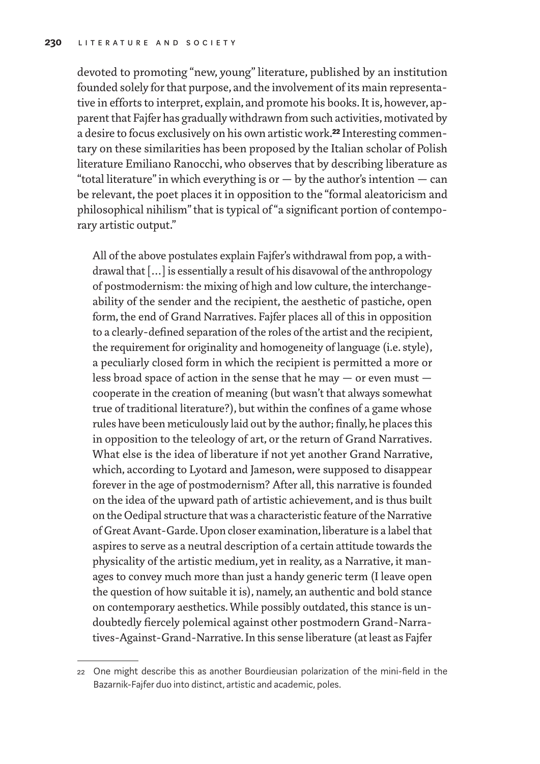devoted to promoting "new, young" literature, published by an institution founded solely for that purpose, and the involvement of its main representative in efforts to interpret, explain, and promote his books. It is, however, apparent that Fajfer has gradually withdrawn from such activities, motivated by a desire to focus exclusively on his own artistic work.[22] Interesting commentary on these similarities has been proposed by the Italian scholar of Polish literature Emiliano Ranocchi, who observes that by describing liberature as "total literature" in which everything is or — by the author's intention — can be relevant, the poet places it in opposition to the "formal aleatoricism and philosophical nihilism" that is typical of "a significant portion of contemporary artistic output."

> All of the above postulates explain Fajfer's withdrawal from pop, a withdrawal that [...] is essentially a result of his disavowal of the anthropology of postmodernism: the mixing of high and low culture, the interchangeability of the sender and the recipient, the aesthetic of pastiche, open form, the end of Grand Narratives. Fajfer places all of this in opposition to a clearly-defined separation of the roles of the artist and the recipient, the requirement for originality and homogeneity of language (i.e. style), a peculiarly closed form in which the recipient is permitted a more or less broad space of action in the sense that he may — or even must — cooperate in the creation of meaning (but wasn't that always somewhat true of traditional literature?), but within the confines of a game whose rules have been meticulously laid out by the author; finally, he places this in opposition to the teleology of art, or the return of Grand Narratives. What else is the idea of liberature if not yet another Grand Narrative, which, according to Lyotard and Jameson, were supposed to disappear forever in the age of postmodernism? After all, this narrative is founded on the idea of the upward path of artistic achievement, and is thus built on the Oedipal structure that was a characteristic feature of the Narrative of Great Avant-Garde. Upon closer examination, liberature is a label that aspires to serve as a neutral description of a certain attitude towards the physicality of the artistic medium, yet in reality, as a Narrative, it manages to convey much more than just a handy generic term (I leave open the question of how suitable it is), namely, an authentic and bold stance on contemporary aesthetics. While possibly outdated, this stance is undoubtedly fiercely polemical against other postmodern Grand-Narratives-Against-Grand-Narrative. In this sense liberature (at least as Fajfer

[22] One might describe this as another Bourdieusian polarization of the mini-field in the Bazarnik-Fajfer duo into distinct, artistic and academic, poles.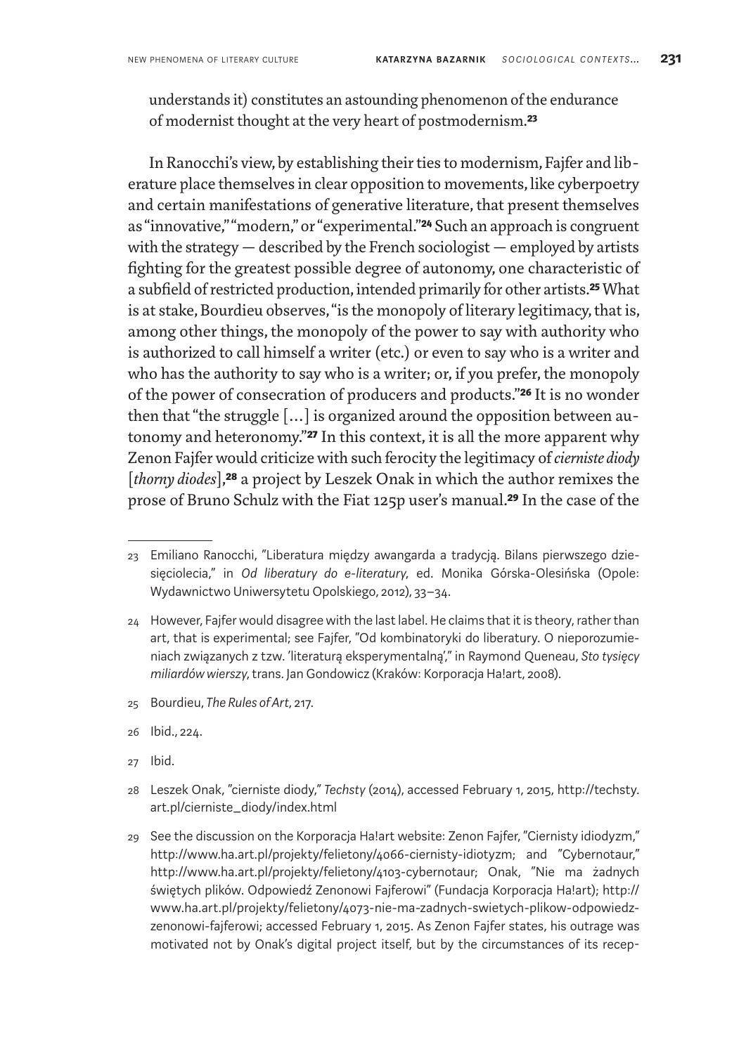understands it) constitutes an astounding phenomenon of the endurance of modernist thought at the very heart of postmodernism.[23]

In Ranocchi's view, by establishing their ties to modernism, Fajfer and liberature place themselves in clear opposition to movements, like cyberpoetry and certain manifestations of generative literature, that present themselves as "innovative," "modern," or "experimental."[24] Such an approach is congruent with the strategy — described by the French sociologist — employed by artists fighting for the greatest possible degree of autonomy, one characteristic of a subfield of restricted production, intended primarily for other artists.[25] What is at stake, Bourdieu observes, "is the monopoly of literary legitimacy, that is, among other things, the monopoly of the power to say with authority who is authorized to call himself a writer (etc.) or even to say who is a writer and who has the authority to say who is a writer; or, if you prefer, the monopoly of the power of consecration of producers and products."[26] It is no wonder then that "the struggle […] is organized around the opposition between autonomy and heteronomy."[27] In this context, it is all the more apparent why Zenon Fajfer would criticize with such ferocity the legitimacy of *cierniste diody* [*thorny diodes*],[28] a project by Leszek Onak in which the author remixes the prose of Bruno Schulz with the Fiat 125p user's manual.[29] In the case of the

---

23 Emiliano Ranocchi, "Liberatura między awangarda a tradycją. Bilans pierwszego dziesięciolecia," in *Od liberatury do e-literatury*, ed. Monika Górska-Olesińska (Opole: Wydawnictwo Uniwersytetu Opolskiego, 2012), 33–34.

24 However, Fajfer would disagree with the last label. He claims that it is theory, rather than art, that is experimental; see Fajfer, "Od kombinatoryki do liberatury. O nieporozumieniach związanych z tzw. 'literaturą eksperymentalną'," in Raymond Queneau, *Sto tysięcy miliardów wierszy*, trans. Jan Gondowicz (Kraków: Korporacja Ha!art, 2008).

25 Bourdieu, *The Rules of Art*, 217.

26 Ibid., 224.

27 Ibid.

28 Leszek Onak, "cierniste diody," *Techsty* (2014), accessed February 1, 2015, http://techsty.art.pl/cierniste_diody/index.html

29 See the discussion on the Korporacja Ha!art website: Zenon Fajfer, "Ciernisty idiodyzm," http://www.ha.art.pl/projekty/felietony/4066-ciernisty-idiotyzm; and "Cybernotaur," http://www.ha.art.pl/projekty/felietony/4103-cybernotaur; Onak, "Nie ma żadnych świętych plików. Odpowiedź Zenonowi Fajferowi" (Fundacja Korporacja Ha!art); http://www.ha.art.pl/projekty/felietony/4073-nie-ma-zadnych-swietych-plikow-odpowiedz-zenonowi-fajferowi; accessed February 1, 2015. As Zenon Fajfer states, his outrage was motivated not by Onak's digital project itself, but by the circumstances of its recep-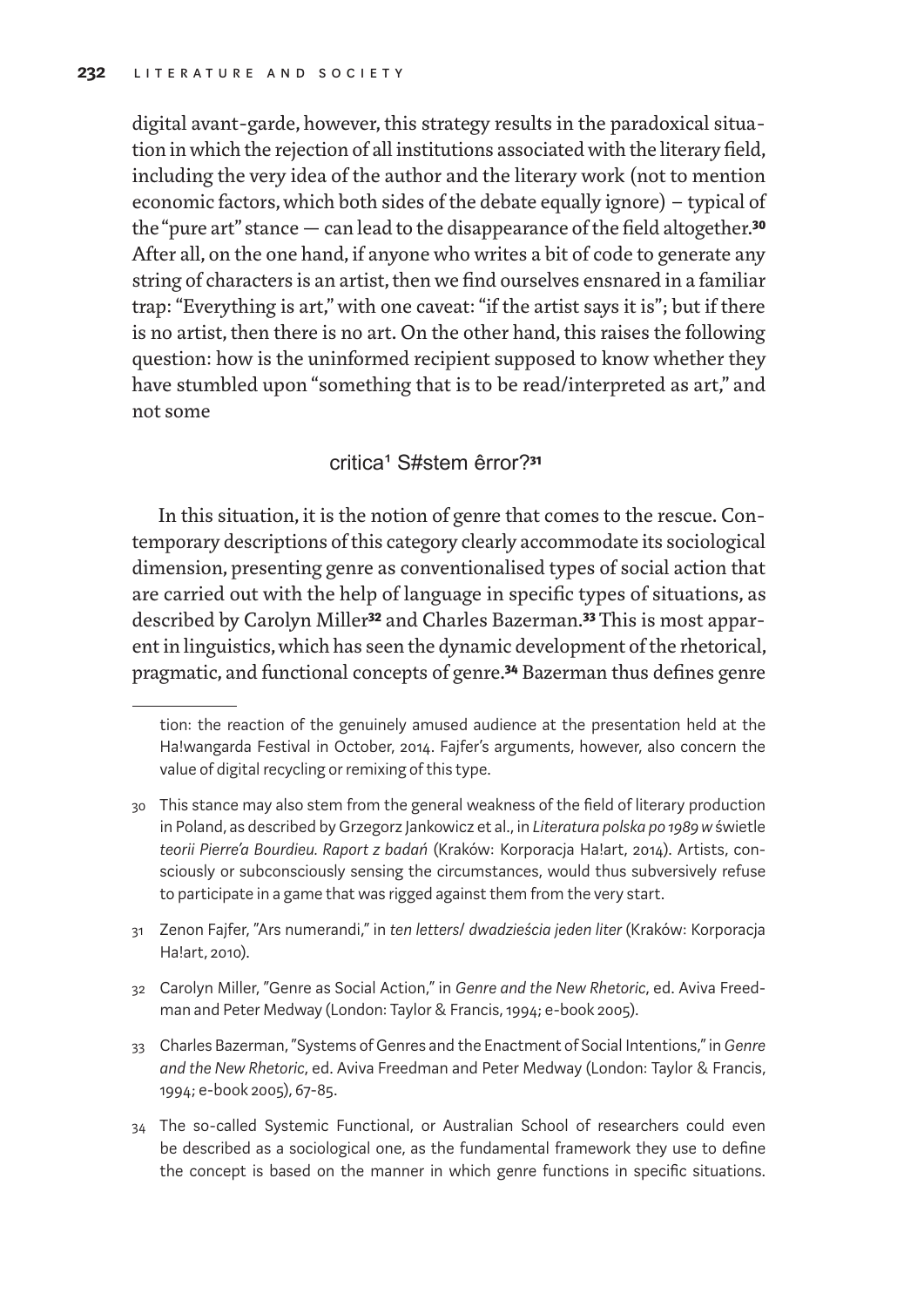digital avant-garde, however, this strategy results in the paradoxical situation in which the rejection of all institutions associated with the literary field, including the very idea of the author and the literary work (not to mention economic factors, which both sides of the debate equally ignore) – typical of the "pure art" stance — can lead to the disappearance of the field altogether.[30] After all, on the one hand, if anyone who writes a bit of code to generate any string of characters is an artist, then we find ourselves ensnared in a familiar trap: "Everything is art," with one caveat: "if the artist says it is"; but if there is no artist, then there is no art. On the other hand, this raises the following question: how is the uninformed recipient supposed to know whether they have stumbled upon "something that is to be read/interpreted as art," and not some

critica¹ S#stem êrror?[31]

In this situation, it is the notion of genre that comes to the rescue. Contemporary descriptions of this category clearly accommodate its sociological dimension, presenting genre as conventionalised types of social action that are carried out with the help of language in specific types of situations, as described by Carolyn Miller[32] and Charles Bazerman.[33] This is most apparent in linguistics, which has seen the dynamic development of the rhetorical, pragmatic, and functional concepts of genre.[34] Bazerman thus defines genre

---

tion: the reaction of the genuinely amused audience at the presentation held at the Ha!wangarda Festival in October, 2014. Fajfer's arguments, however, also concern the value of digital recycling or remixing of this type.

30 This stance may also stem from the general weakness of the field of literary production in Poland, as described by Grzegorz Jankowicz et al., in *Literatura polska po 1989 w* świetle *teorii Pierre'a Bourdieu. Raport z badań* (Kraków: Korporacja Ha!art, 2014). Artists, consciously or subconsciously sensing the circumstances, would thus subversively refuse to participate in a game that was rigged against them from the very start.

31 Zenon Fajfer, "Ars numerandi," in *ten letters/ dwadzieścia jeden liter* (Kraków: Korporacja Ha!art, 2010).

32 Carolyn Miller, "Genre as Social Action," in *Genre and the New Rhetoric*, ed. Aviva Freedman and Peter Medway (London: Taylor & Francis, 1994; e-book 2005).

33 Charles Bazerman, "Systems of Genres and the Enactment of Social Intentions," in *Genre and the New Rhetoric*, ed. Aviva Freedman and Peter Medway (London: Taylor & Francis, 1994; e-book 2005), 67-85.

34 The so-called Systemic Functional, or Australian School of researchers could even be described as a sociological one, as the fundamental framework they use to define the concept is based on the manner in which genre functions in specific situations.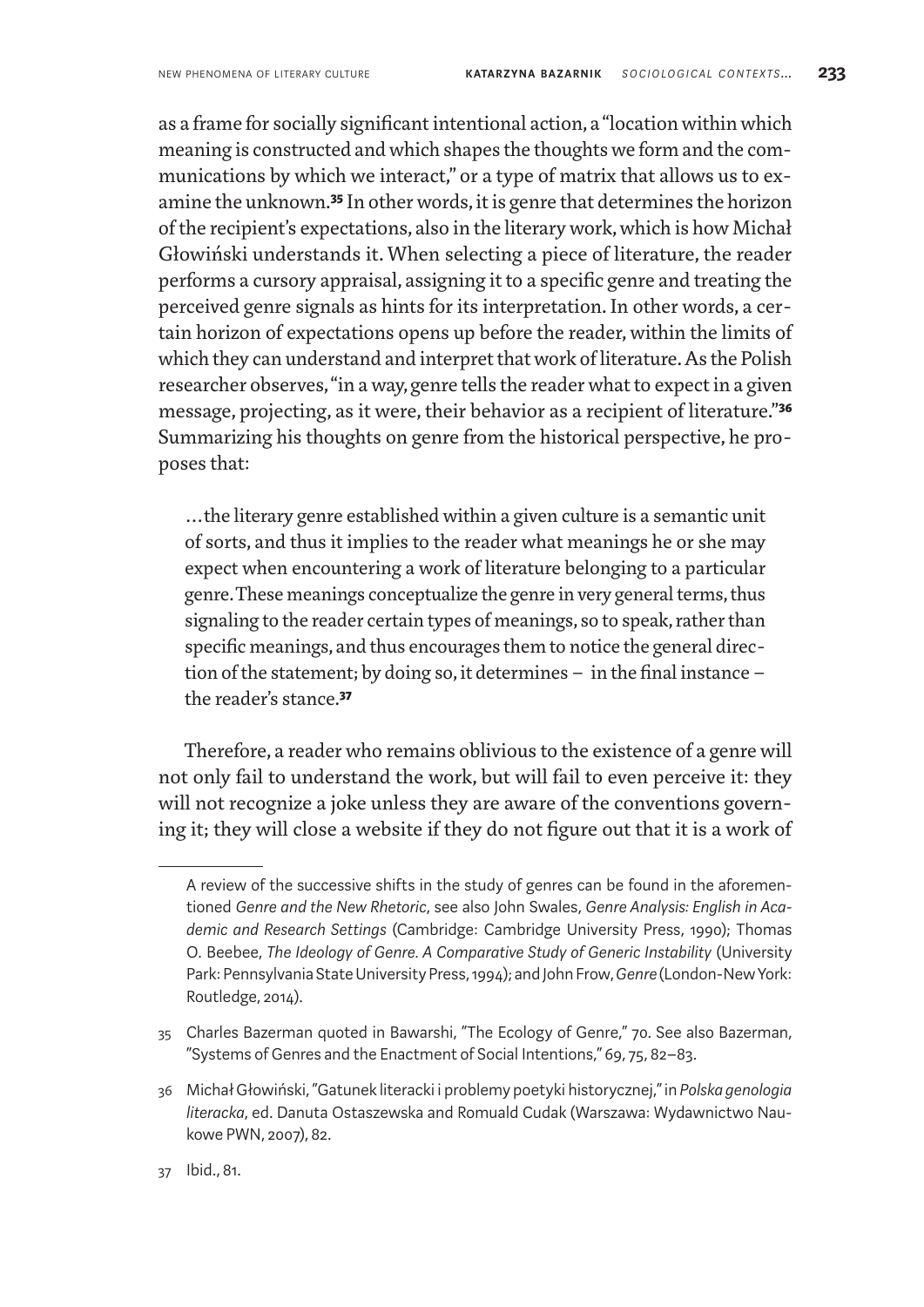as a frame for socially significant intentional action, a "location within which meaning is constructed and which shapes the thoughts we form and the communications by which we interact," or a type of matrix that allows us to examine the unknown.[35] In other words, it is genre that determines the horizon of the recipient's expectations, also in the literary work, which is how Michał Głowiński understands it. When selecting a piece of literature, the reader performs a cursory appraisal, assigning it to a specific genre and treating the perceived genre signals as hints for its interpretation. In other words, a certain horizon of expectations opens up before the reader, within the limits of which they can understand and interpret that work of literature. As the Polish researcher observes, "in a way, genre tells the reader what to expect in a given message, projecting, as it were, their behavior as a recipient of literature."[36] Summarizing his thoughts on genre from the historical perspective, he proposes that:

> …the literary genre established within a given culture is a semantic unit of sorts, and thus it implies to the reader what meanings he or she may expect when encountering a work of literature belonging to a particular genre. These meanings conceptualize the genre in very general terms, thus signaling to the reader certain types of meanings, so to speak, rather than specific meanings, and thus encourages them to notice the general direction of the statement; by doing so, it determines – in the final instance – the reader's stance.[37]

Therefore, a reader who remains oblivious to the existence of a genre will not only fail to understand the work, but will fail to even perceive it: they will not recognize a joke unless they are aware of the conventions governing it; they will close a website if they do not figure out that it is a work of

---

A review of the successive shifts in the study of genres can be found in the aforementioned *Genre and the New Rhetoric*, see also John Swales, *Genre Analysis: English in Academic and Research Settings* (Cambridge: Cambridge University Press, 1990); Thomas O. Beebee, *The Ideology of Genre. A Comparative Study of Generic Instability* (University Park: Pennsylvania State University Press, 1994); and John Frow, *Genre* (London-New York: Routledge, 2014).

35 Charles Bazerman quoted in Bawarshi, "The Ecology of Genre," 70. See also Bazerman, "Systems of Genres and the Enactment of Social Intentions," 69, 75, 82–83.

36 Michał Głowiński, "Gatunek literacki i problemy poetyki historycznej," in *Polska genologia literacka*, ed. Danuta Ostaszewska and Romuald Cudak (Warszawa: Wydawnictwo Naukowe PWN, 2007), 82.

37 Ibid., 81.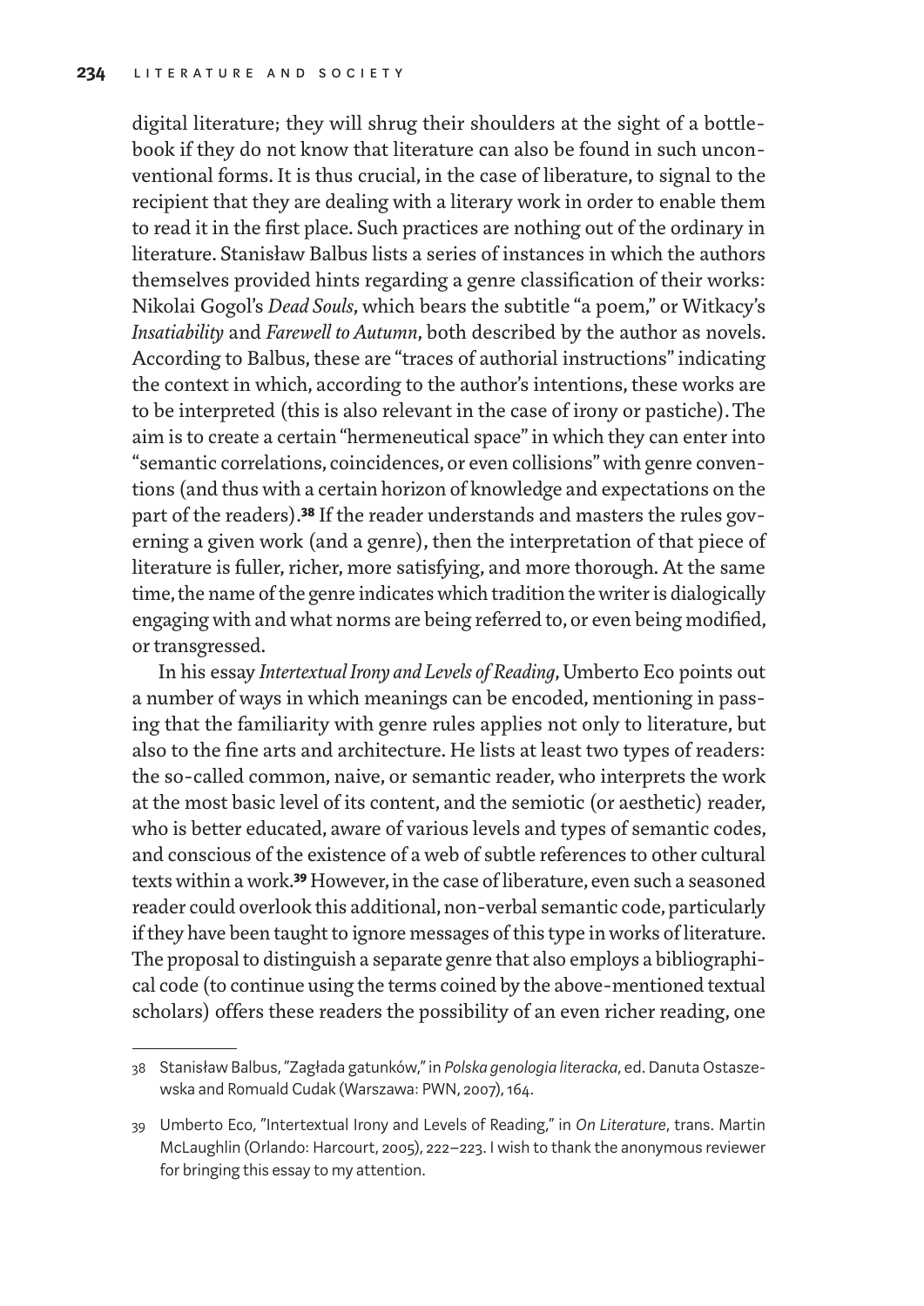digital literature; they will shrug their shoulders at the sight of a bottle-book if they do not know that literature can also be found in such unconventional forms. It is thus crucial, in the case of liberature, to signal to the recipient that they are dealing with a literary work in order to enable them to read it in the first place. Such practices are nothing out of the ordinary in literature. Stanisław Balbus lists a series of instances in which the authors themselves provided hints regarding a genre classification of their works: Nikolai Gogol's *Dead Souls*, which bears the subtitle "a poem," or Witkacy's *Insatiability* and *Farewell to Autumn*, both described by the author as novels. According to Balbus, these are "traces of authorial instructions" indicating the context in which, according to the author's intentions, these works are to be interpreted (this is also relevant in the case of irony or pastiche). The aim is to create a certain "hermeneutical space" in which they can enter into "semantic correlations, coincidences, or even collisions" with genre conventions (and thus with a certain horizon of knowledge and expectations on the part of the readers).[38] If the reader understands and masters the rules governing a given work (and a genre), then the interpretation of that piece of literature is fuller, richer, more satisfying, and more thorough. At the same time, the name of the genre indicates which tradition the writer is dialogically engaging with and what norms are being referred to, or even being modified, or transgressed.

In his essay *Intertextual Irony and Levels of Reading*, Umberto Eco points out a number of ways in which meanings can be encoded, mentioning in passing that the familiarity with genre rules applies not only to literature, but also to the fine arts and architecture. He lists at least two types of readers: the so-called common, naive, or semantic reader, who interprets the work at the most basic level of its content, and the semiotic (or aesthetic) reader, who is better educated, aware of various levels and types of semantic codes, and conscious of the existence of a web of subtle references to other cultural texts within a work.[39] However, in the case of liberature, even such a seasoned reader could overlook this additional, non-verbal semantic code, particularly if they have been taught to ignore messages of this type in works of literature. The proposal to distinguish a separate genre that also employs a bibliographical code (to continue using the terms coined by the above-mentioned textual scholars) offers these readers the possibility of an even richer reading, one

---

38 Stanisław Balbus, "Zagłada gatunków," in *Polska genologia literacka*, ed. Danuta Ostaszewska and Romuald Cudak (Warszawa: PWN, 2007), 164.

39 Umberto Eco, "Intertextual Irony and Levels of Reading," in *On Literature*, trans. Martin McLaughlin (Orlando: Harcourt, 2005), 222–223. I wish to thank the anonymous reviewer for bringing this essay to my attention.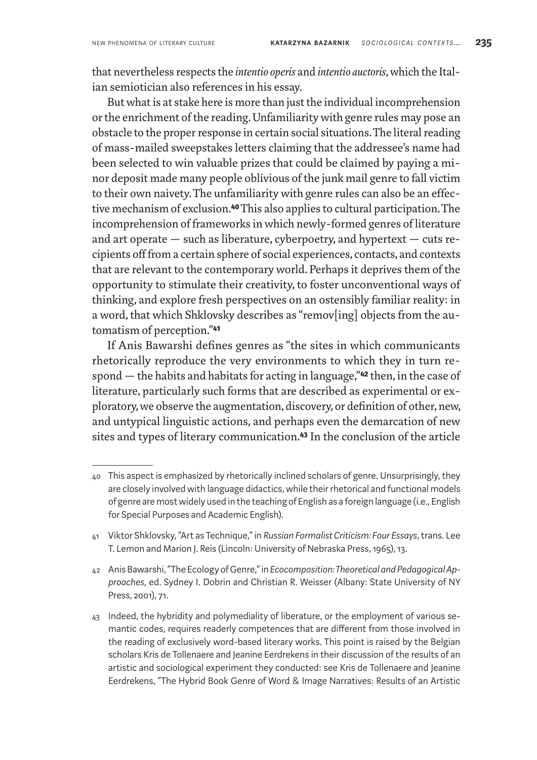that nevertheless respects the *intentio operis* and *intentio auctoris*, which the Italian semiotician also references in his essay.

But what is at stake here is more than just the individual incomprehension or the enrichment of the reading. Unfamiliarity with genre rules may pose an obstacle to the proper response in certain social situations. The literal reading of mass-mailed sweepstakes letters claiming that the addressee's name had been selected to win valuable prizes that could be claimed by paying a minor deposit made many people oblivious of the junk mail genre to fall victim to their own naivety. The unfamiliarity with genre rules can also be an effective mechanism of exclusion.[40] This also applies to cultural participation. The incomprehension of frameworks in which newly-formed genres of literature and art operate — such as liberature, cyberpoetry, and hypertext — cuts recipients off from a certain sphere of social experiences, contacts, and contexts that are relevant to the contemporary world. Perhaps it deprives them of the opportunity to stimulate their creativity, to foster unconventional ways of thinking, and explore fresh perspectives on an ostensibly familiar reality: in a word, that which Shklovsky describes as "remov[ing] objects from the automatism of perception."[41]

If Anis Bawarshi defines genres as "the sites in which communicants rhetorically reproduce the very environments to which they in turn respond — the habits and habitats for acting in language,"[42] then, in the case of literature, particularly such forms that are described as experimental or exploratory, we observe the augmentation, discovery, or definition of other, new, and untypical linguistic actions, and perhaps even the demarcation of new sites and types of literary communication.[43] In the conclusion of the article

40 This aspect is emphasized by rhetorically inclined scholars of genre. Unsurprisingly, they are closely involved with language didactics, while their rhetorical and functional models of genre are most widely used in the teaching of English as a foreign language (i.e., English for Special Purposes and Academic English).

41 Viktor Shklovsky, "Art as Technique," in *Russian Formalist Criticism: Four Essays*, trans. Lee T. Lemon and Marion J. Reis (Lincoln: University of Nebraska Press, 1965), 13.

42 Anis Bawarshi, "The Ecology of Genre," in *Ecocomposition: Theoretical and Pedagogical Approaches*, ed. Sydney I. Dobrin and Christian R. Weisser (Albany: State University of NY Press, 2001), 71.

43 Indeed, the hybridity and polymediality of liberature, or the employment of various semantic codes, requires readerly competences that are different from those involved in the reading of exclusively word-based literary works. This point is raised by the Belgian scholars Kris de Tollenaere and Jeanine Eerdrekens in their discussion of the results of an artistic and sociological experiment they conducted: see Kris de Tollenaere and Jeanine Eerdrekens, "The Hybrid Book Genre of Word & Image Narratives: Results of an Artistic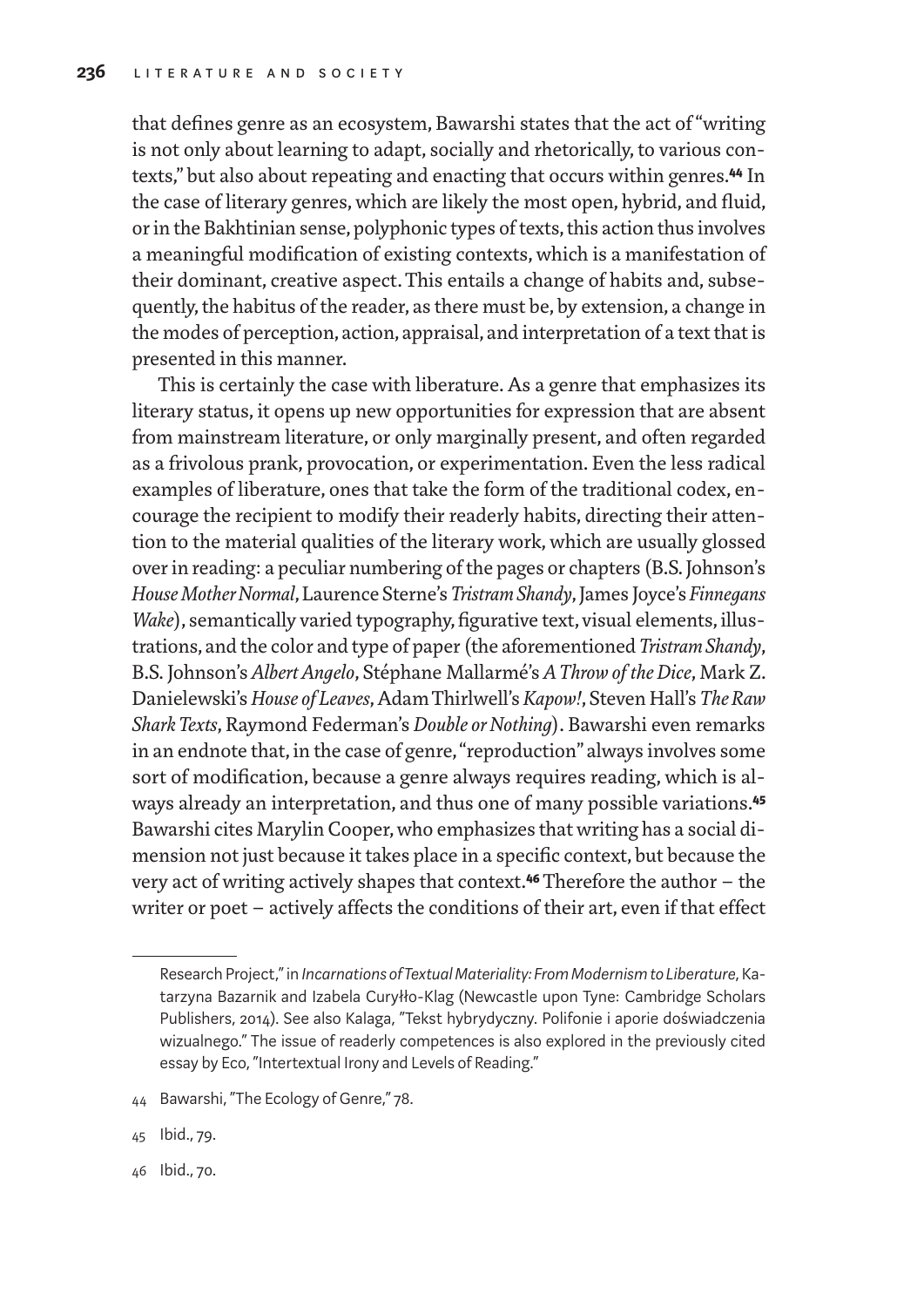that defines genre as an ecosystem, Bawarshi states that the act of "writing is not only about learning to adapt, socially and rhetorically, to various contexts," but also about repeating and enacting that occurs within genres.[44] In the case of literary genres, which are likely the most open, hybrid, and fluid, or in the Bakhtinian sense, polyphonic types of texts, this action thus involves a meaningful modification of existing contexts, which is a manifestation of their dominant, creative aspect. This entails a change of habits and, subsequently, the habitus of the reader, as there must be, by extension, a change in the modes of perception, action, appraisal, and interpretation of a text that is presented in this manner.

This is certainly the case with liberature. As a genre that emphasizes its literary status, it opens up new opportunities for expression that are absent from mainstream literature, or only marginally present, and often regarded as a frivolous prank, provocation, or experimentation. Even the less radical examples of liberature, ones that take the form of the traditional codex, encourage the recipient to modify their readerly habits, directing their attention to the material qualities of the literary work, which are usually glossed over in reading: a peculiar numbering of the pages or chapters (B.S. Johnson's *House Mother Normal*, Laurence Sterne's *Tristram Shandy*, James Joyce's *Finnegans Wake*), semantically varied typography, figurative text, visual elements, illustrations, and the color and type of paper (the aforementioned *Tristram Shandy*, B.S. Johnson's *Albert Angelo*, Stéphane Mallarmé's *A Throw of the Dice*, Mark Z. Danielewski's *House of Leaves*, Adam Thirlwell's *Kapow!*, Steven Hall's *The Raw Shark Texts*, Raymond Federman's *Double or Nothing*). Bawarshi even remarks in an endnote that, in the case of genre, "reproduction" always involves some sort of modification, because a genre always requires reading, which is always already an interpretation, and thus one of many possible variations.[45] Bawarshi cites Marylin Cooper, who emphasizes that writing has a social dimension not just because it takes place in a specific context, but because the very act of writing actively shapes that context.[46] Therefore the author – the writer or poet – actively affects the conditions of their art, even if that effect

---

Research Project," in *Incarnations of Textual Materiality: From Modernism to Liberature*, Katarzyna Bazarnik and Izabela Curyłło-Klag (Newcastle upon Tyne: Cambridge Scholars Publishers, 2014). See also Kalaga, "Tekst hybrydyczny. Polifonie i aporie doświadczenia wizualnego." The issue of readerly competences is also explored in the previously cited essay by Eco, "Intertextual Irony and Levels of Reading."

44 Bawarshi, "The Ecology of Genre," 78.

45 Ibid., 79.

46 Ibid., 70.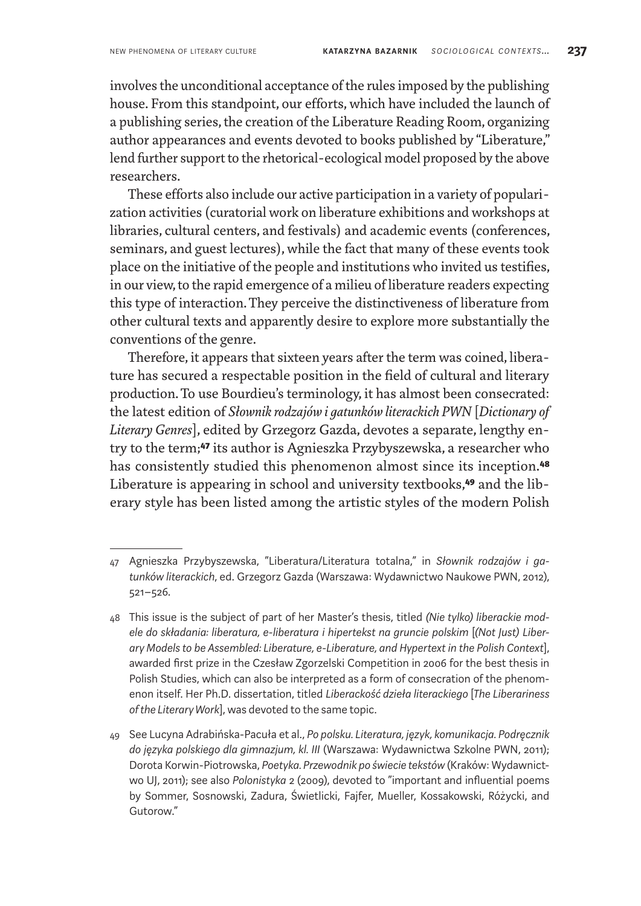involves the unconditional acceptance of the rules imposed by the publishing house. From this standpoint, our efforts, which have included the launch of a publishing series, the creation of the Liberature Reading Room, organizing author appearances and events devoted to books published by "Liberature," lend further support to the rhetorical-ecological model proposed by the above researchers.

These efforts also include our active participation in a variety of popularization activities (curatorial work on liberature exhibitions and workshops at libraries, cultural centers, and festivals) and academic events (conferences, seminars, and guest lectures), while the fact that many of these events took place on the initiative of the people and institutions who invited us testifies, in our view, to the rapid emergence of a milieu of liberature readers expecting this type of interaction. They perceive the distinctiveness of liberature from other cultural texts and apparently desire to explore more substantially the conventions of the genre.

Therefore, it appears that sixteen years after the term was coined, liberature has secured a respectable position in the field of cultural and literary production. To use Bourdieu's terminology, it has almost been consecrated: the latest edition of *Słownik rodzajów i gatunków literackich PWN* [*Dictionary of Literary Genres*], edited by Grzegorz Gazda, devotes a separate, lengthy entry to the term;[47] its author is Agnieszka Przybyszewska, a researcher who has consistently studied this phenomenon almost since its inception.[48] Liberature is appearing in school and university textbooks,[49] and the liberary style has been listed among the artistic styles of the modern Polish

---

47 Agnieszka Przybyszewska, "Liberatura/Literatura totalna," in *Słownik rodzajów i gatunków literackich*, ed. Grzegorz Gazda (Warszawa: Wydawnictwo Naukowe PWN, 2012), 521–526.

48 This issue is the subject of part of her Master's thesis, titled *(Nie tylko) liberackie modele do składania: liberatura, e-liberatura i hipertekst na gruncie polskim* [*(Not Just) Liberary Models to be Assembled: Liberature, e-Liberature, and Hypertext in the Polish Context*], awarded first prize in the Czesław Zgorzelski Competition in 2006 for the best thesis in Polish Studies, which can also be interpreted as a form of consecration of the phenomenon itself. Her Ph.D. dissertation, titled *Liberackość dzieła literackiego* [*The Liberariness of the Literary Work*], was devoted to the same topic.

49 See Lucyna Adrabińska-Pacuła et al., *Po polsku. Literatura, język, komunikacja. Podręcznik do języka polskiego dla gimnazjum, kl. III* (Warszawa: Wydawnictwa Szkolne PWN, 2011); Dorota Korwin-Piotrowska, *Poetyka. Przewodnik po świecie tekstów* (Kraków: Wydawnictwo UJ, 2011); see also *Polonistyka* 2 (2009), devoted to "important and influential poems by Sommer, Sosnowski, Zadura, Świetlicki, Fajfer, Mueller, Kossakowski, Różycki, and Gutorow."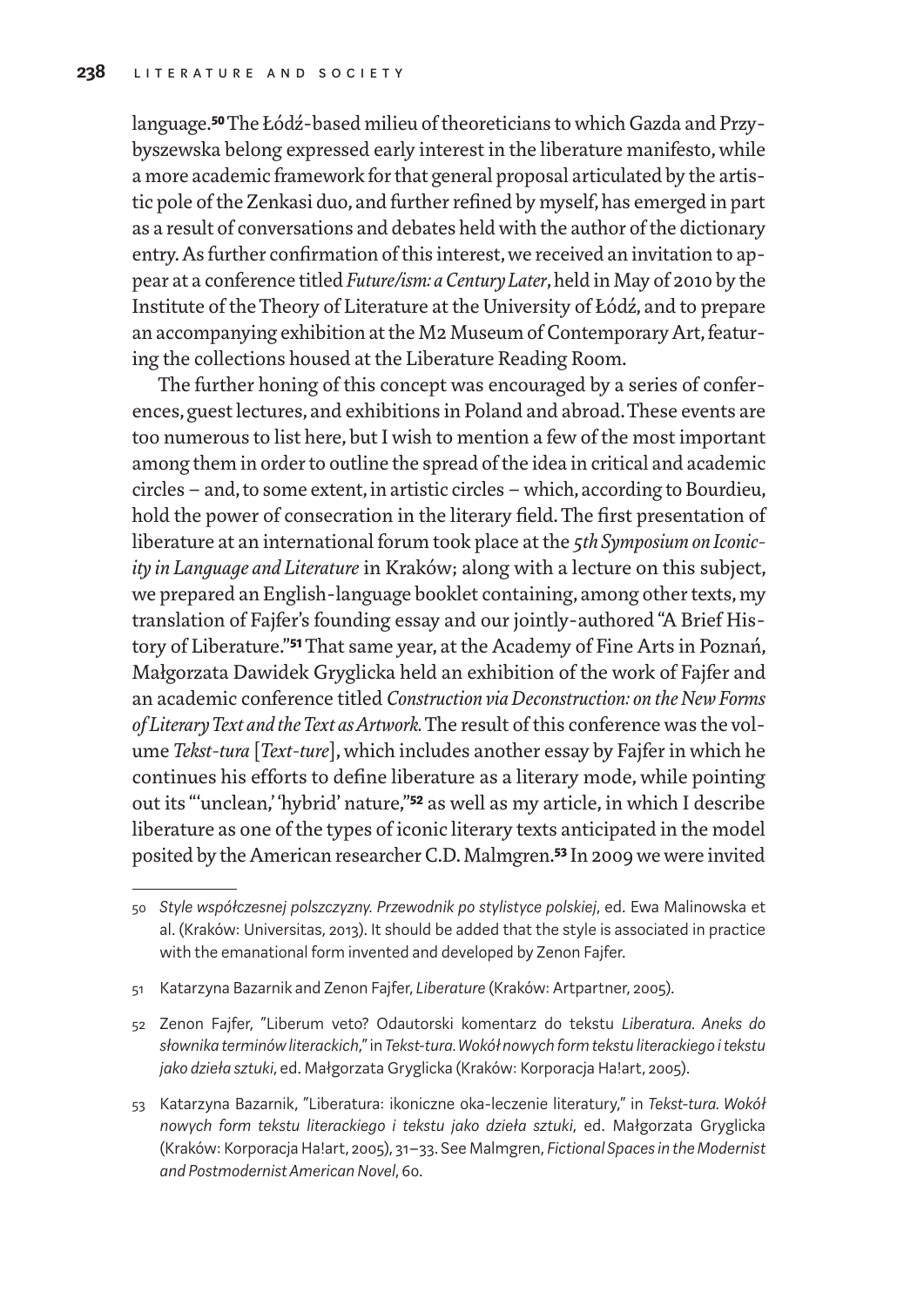language.[50] The Łódź-based milieu of theoreticians to which Gazda and Przybyszewska belong expressed early interest in the liberature manifesto, while a more academic framework for that general proposal articulated by the artistic pole of the Zenkasi duo, and further refined by myself, has emerged in part as a result of conversations and debates held with the author of the dictionary entry. As further confirmation of this interest, we received an invitation to appear at a conference titled *Future/ism: a Century Later*, held in May of 2010 by the Institute of the Theory of Literature at the University of Łódź, and to prepare an accompanying exhibition at the M2 Museum of Contemporary Art, featuring the collections housed at the Liberature Reading Room.

The further honing of this concept was encouraged by a series of conferences, guest lectures, and exhibitions in Poland and abroad. These events are too numerous to list here, but I wish to mention a few of the most important among them in order to outline the spread of the idea in critical and academic circles – and, to some extent, in artistic circles – which, according to Bourdieu, hold the power of consecration in the literary field. The first presentation of liberature at an international forum took place at the *5th Symposium on Iconicity in Language and Literature* in Kraków; along with a lecture on this subject, we prepared an English-language booklet containing, among other texts, my translation of Fajfer's founding essay and our jointly-authored "A Brief History of Liberature."[51] That same year, at the Academy of Fine Arts in Poznań, Małgorzata Dawidek Gryglicka held an exhibition of the work of Fajfer and an academic conference titled *Construction via Deconstruction: on the New Forms of Literary Text and the Text as Artwork.* The result of this conference was the volume *Tekst-tura* [*Text-ture*], which includes another essay by Fajfer in which he continues his efforts to define liberature as a literary mode, while pointing out its "'unclean,' 'hybrid' nature,"[52] as well as my article, in which I describe liberature as one of the types of iconic literary texts anticipated in the model posited by the American researcher C.D. Malmgren.[53] In 2009 we were invited

---

50 *Style współczesnej polszczyzny. Przewodnik po stylistyce polskiej*, ed. Ewa Malinowska et al. (Kraków: Universitas, 2013). It should be added that the style is associated in practice with the emanational form invented and developed by Zenon Fajfer.

51 Katarzyna Bazarnik and Zenon Fajfer, *Liberature* (Kraków: Artpartner, 2005).

52 Zenon Fajfer, "Liberum veto? Odautorski komentarz do tekstu *Liberatura. Aneks do słownika terminów literackich*," in *Tekst-tura. Wokół nowych form tekstu literackiego i tekstu jako dzieła sztuki*, ed. Małgorzata Gryglicka (Kraków: Korporacja Ha!art, 2005).

53 Katarzyna Bazarnik, "Liberatura: ikoniczne oka-leczenie literatury," in *Tekst-tura. Wokół nowych form tekstu literackiego i tekstu jako dzieła sztuki*, ed. Małgorzata Gryglicka (Kraków: Korporacja Ha!art, 2005), 31–33. See Malmgren, *Fictional Spaces in the Modernist and Postmodernist American Novel*, 60.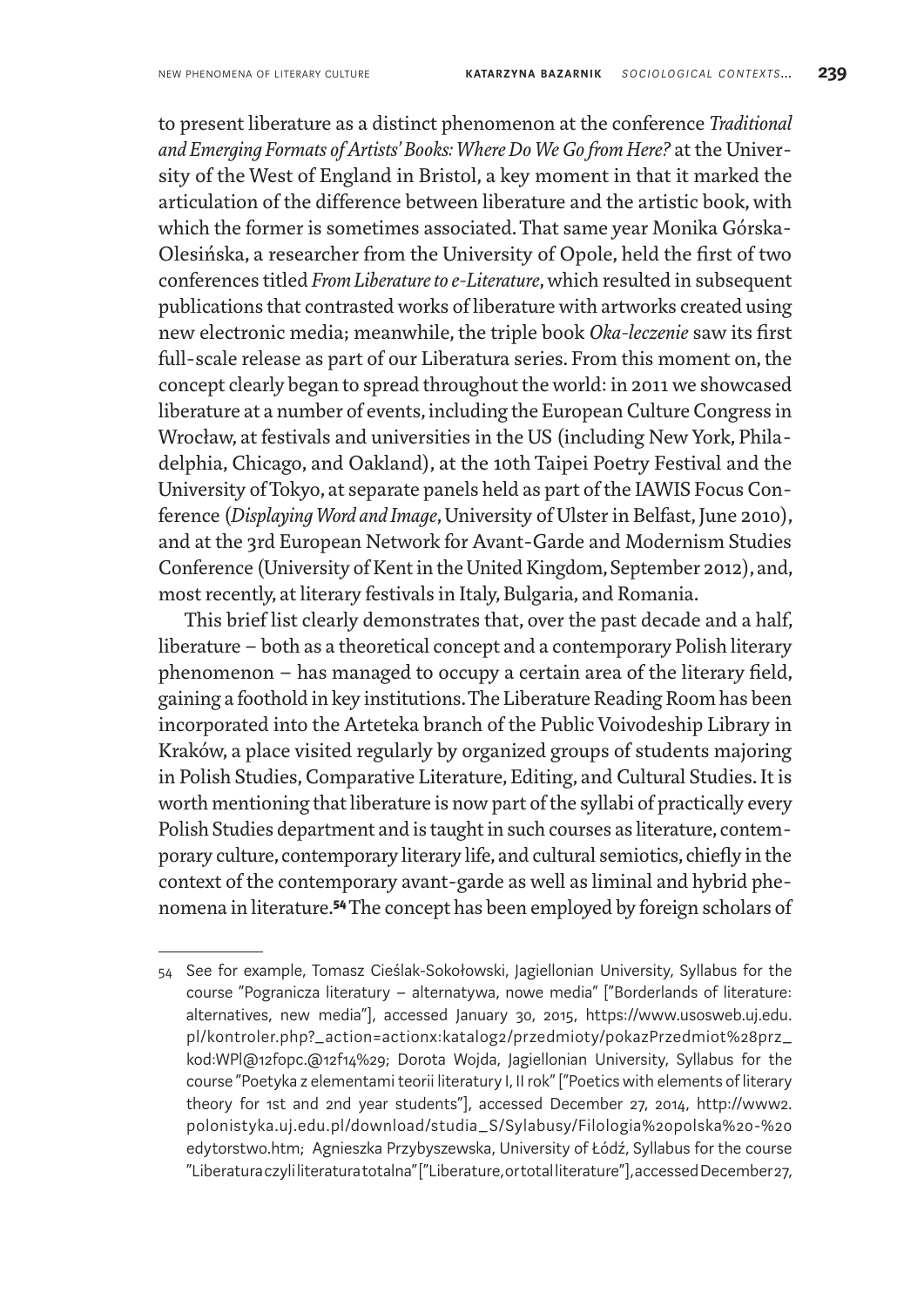to present liberature as a distinct phenomenon at the conference *Traditional and Emerging Formats of Artists' Books: Where Do We Go from Here?* at the University of the West of England in Bristol, a key moment in that it marked the articulation of the difference between liberature and the artistic book, with which the former is sometimes associated. That same year Monika Górska-Olesińska, a researcher from the University of Opole, held the first of two conferences titled *From Liberature to e-Literature*, which resulted in subsequent publications that contrasted works of liberature with artworks created using new electronic media; meanwhile, the triple book *Oka-leczenie* saw its first full-scale release as part of our Liberatura series. From this moment on, the concept clearly began to spread throughout the world: in 2011 we showcased liberature at a number of events, including the European Culture Congress in Wrocław, at festivals and universities in the US (including New York, Philadelphia, Chicago, and Oakland), at the 10th Taipei Poetry Festival and the University of Tokyo, at separate panels held as part of the IAWIS Focus Conference (*Displaying Word and Image*, University of Ulster in Belfast, June 2010), and at the 3rd European Network for Avant-Garde and Modernism Studies Conference (University of Kent in the United Kingdom, September 2012), and, most recently, at literary festivals in Italy, Bulgaria, and Romania.

This brief list clearly demonstrates that, over the past decade and a half, liberature – both as a theoretical concept and a contemporary Polish literary phenomenon – has managed to occupy a certain area of the literary field, gaining a foothold in key institutions. The Liberature Reading Room has been incorporated into the Arteteka branch of the Public Voivodeship Library in Kraków, a place visited regularly by organized groups of students majoring in Polish Studies, Comparative Literature, Editing, and Cultural Studies. It is worth mentioning that liberature is now part of the syllabi of practically every Polish Studies department and is taught in such courses as literature, contemporary culture, contemporary literary life, and cultural semiotics, chiefly in the context of the contemporary avant-garde as well as liminal and hybrid phenomena in literature.[54] The concept has been employed by foreign scholars of

---

54 See for example, Tomasz Cieślak-Sokołowski, Jagiellonian University, Syllabus for the course "Pogranicza literatury – alternatywa, nowe media" ["Borderlands of literature: alternatives, new media"], accessed January 30, 2015, https://www.usosweb.uj.edu.pl/kontroler.php?_action=actionx:katalog2/przedmioty/pokazPrzedmiot%28prz_kod:WPl@12fopc.@12f14%29; Dorota Wojda, Jagiellonian University, Syllabus for the course "Poetyka z elementami teorii literatury I, II rok" ["Poetics with elements of literary theory for 1st and 2nd year students"], accessed December 27, 2014, http://www2.polonistyka.uj.edu.pl/download/studia_S/Sylabusy/Filologia%20polska%20-%20edytorstwo.htm; Agnieszka Przybyszewska, University of Łódź, Syllabus for the course "Liberatura czyli literatura totalna" ["Liberature, or total literature"], accessed December 27,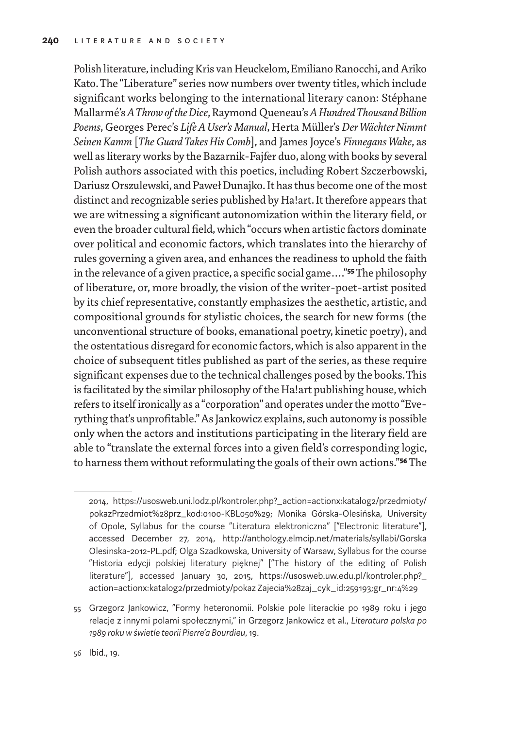Polish literature, including Kris van Heuckelom, Emiliano Ranocchi, and Ariko Kato. The "Liberature" series now numbers over twenty titles, which include significant works belonging to the international literary canon: Stéphane Mallarmé's *A Throw of the Dice*, Raymond Queneau's *A Hundred Thousand Billion Poems*, Georges Perec's *Life A User's Manual*, Herta Müller's *Der Wächter Nimmt Seinen Kamm* [*The Guard Takes His Comb*], and James Joyce's *Finnegans Wake*, as well as literary works by the Bazarnik-Fajfer duo, along with books by several Polish authors associated with this poetics, including Robert Szczerbowski, Dariusz Orszulewski, and Paweł Dunajko. It has thus become one of the most distinct and recognizable series published by Ha!art. It therefore appears that we are witnessing a significant autonomization within the literary field, or even the broader cultural field, which "occurs when artistic factors dominate over political and economic factors, which translates into the hierarchy of rules governing a given area, and enhances the readiness to uphold the faith in the relevance of a given practice, a specific social game…."[55] The philosophy of liberature, or, more broadly, the vision of the writer-poet-artist posited by its chief representative, constantly emphasizes the aesthetic, artistic, and compositional grounds for stylistic choices, the search for new forms (the unconventional structure of books, emanational poetry, kinetic poetry), and the ostentatious disregard for economic factors, which is also apparent in the choice of subsequent titles published as part of the series, as these require significant expenses due to the technical challenges posed by the books. This is facilitated by the similar philosophy of the Ha!art publishing house, which refers to itself ironically as a "corporation" and operates under the motto "Everything that's unprofitable." As Jankowicz explains, such autonomy is possible only when the actors and institutions participating in the literary field are able to "translate the external forces into a given field's corresponding logic, to harness them without reformulating the goals of their own actions."[56] The

---

2014, https://usosweb.uni.lodz.pl/kontroler.php?_action=actionx:katalog2/przedmioty/pokazPrzedmiot%28prz_kod:0100-KBL050%29; Monika Górska-Olesińska, University of Opole, Syllabus for the course "Literatura elektroniczna" ["Electronic literature"], accessed December 27, 2014, http://anthology.elmcip.net/materials/syllabi/Gorska Olesinska-2012-PL.pdf; Olga Szadkowska, University of Warsaw, Syllabus for the course "Historia edycji polskiej literatury pięknej" ["The history of the editing of Polish literature"], accessed January 30, 2015, https://usosweb.uw.edu.pl/kontroler.php?_action=actionx:katalog2/przedmioty/pokaz Zajecia%28zaj_cyk_id:259193;gr_nr:4%29

55 Grzegorz Jankowicz, "Formy heteronomii. Polskie pole literackie po 1989 roku i jego relacje z innymi polami społecznymi," in Grzegorz Jankowicz et al., *Literatura polska po 1989 roku w świetle teorii Pierre'a Bourdieu*, 19.

56 Ibid., 19.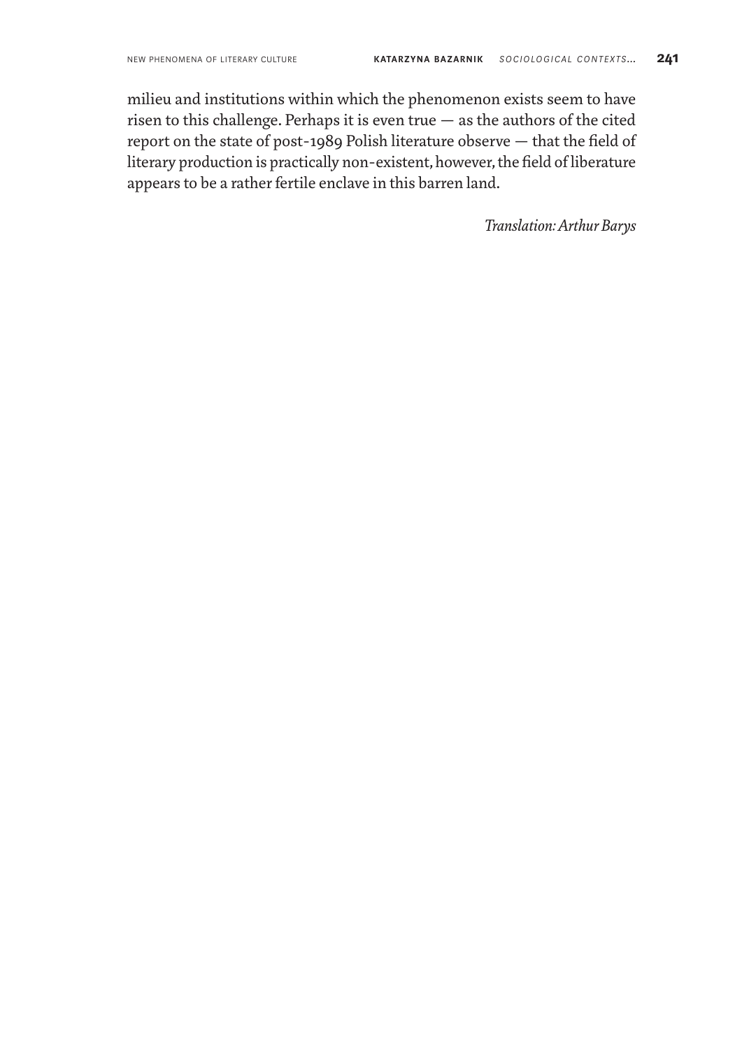milieu and institutions within which the phenomenon exists seem to have risen to this challenge. Perhaps it is even true — as the authors of the cited report on the state of post-1989 Polish literature observe — that the field of literary production is practically non-existent, however, the field of liberature appears to be a rather fertile enclave in this barren land.

*Translation: Arthur Barys*